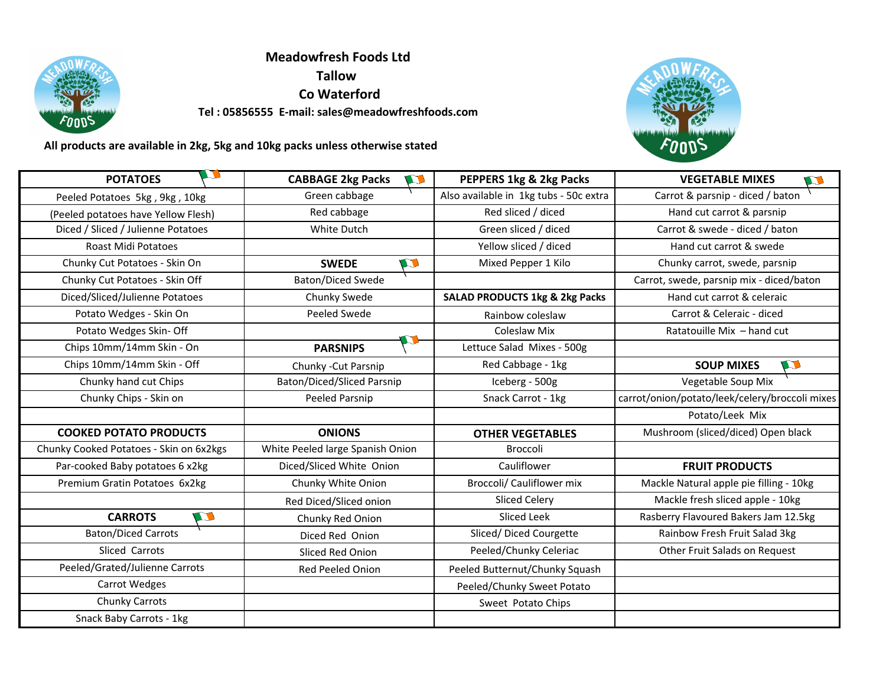**Meadowfresh Foods Ltd**

**Tallow**

**Co Waterford**

**Tel : 05856555  E-mail: sales@meadowfreshfoods.com**

**All products are available in 2kg, 5kg and 10kg packs unless otherwise stated**

| **POTATOES** | **CABBAGE 2kg Packs** | **PEPPERS 1kg & 2kg Packs** | **VEGETABLE MIXES** |
|---|---|---|---|
| Peeled Potatoes  5kg , 9kg , 10kg | Green cabbage | Also available in  1kg tubs - 50c extra | Carrot & parsnip - diced / baton |
| (Peeled potatoes have Yellow Flesh) | Red cabbage | Red sliced / diced | Hand cut carrot & parsnip |
| Diced / Sliced / Julienne Potatoes | White Dutch | Green sliced / diced | Carrot & swede - diced / baton |
| Roast Midi Potatoes | | Yellow sliced / diced | Hand cut carrot & swede |
| Chunky Cut Potatoes - Skin On | **SWEDE** | Mixed Pepper 1 Kilo | Chunky carrot, swede, parsnip |
| Chunky Cut Potatoes - Skin Off | Baton/Diced Swede | | Carrot, swede, parsnip mix - diced/baton |
| Diced/Sliced/Julienne Potatoes | Chunky Swede | **SALAD PRODUCTS 1kg & 2kg Packs** | Hand cut carrot & celeraic |
| Potato Wedges - Skin On | Peeled Swede | Rainbow coleslaw | Carrot & Celeraic - diced |
| Potato Wedges Skin- Off | | Coleslaw Mix | Ratatouille Mix  – hand cut |
| Chips 10mm/14mm Skin - On | **PARSNIPS** | Lettuce Salad  Mixes - 500g | |
| Chips 10mm/14mm Skin - Off | Chunky -Cut Parsnip | Red Cabbage - 1kg | **SOUP MIXES** |
| Chunky hand cut Chips | Baton/Diced/Sliced Parsnip | Iceberg - 500g | Vegetable Soup Mix |
| Chunky Chips - Skin on | Peeled Parsnip | Snack Carrot - 1kg | carrot/onion/potato/leek/celery/broccoli mixes |
| | | | Potato/Leek  Mix |
| **COOKED POTATO PRODUCTS** | **ONIONS** | **OTHER VEGETABLES** | Mushroom (sliced/diced) Open black |
| Chunky Cooked Potatoes - Skin on 6x2kgs | White Peeled large Spanish Onion | Broccoli | |
| Par-cooked Baby potatoes 6 x2kg | Diced/Sliced White  Onion | Cauliflower | **FRUIT PRODUCTS** |
| Premium Gratin Potatoes  6x2kg | Chunky White Onion | Broccoli/ Cauliflower mix | Mackle Natural apple pie filling - 10kg |
| | Red Diced/Sliced onion | Sliced Celery | Mackle fresh sliced apple - 10kg |
| **CARROTS** | Chunky Red Onion | Sliced Leek | Rasberry Flavoured Bakers Jam 12.5kg |
| Baton/Diced Carrots | Diced Red  Onion | Sliced/ Diced Courgette | Rainbow Fresh Fruit Salad 3kg |
| Sliced  Carrots | Sliced Red Onion | Peeled/Chunky Celeriac | Other Fruit Salads on Request |
| Peeled/Grated/Julienne Carrots | Red Peeled Onion | Peeled Butternut/Chunky Squash | |
| Carrot Wedges | | Peeled/Chunky Sweet Potato | |
| Chunky Carrots | | Sweet  Potato Chips | |
| Snack Baby Carrots - 1kg | | | |